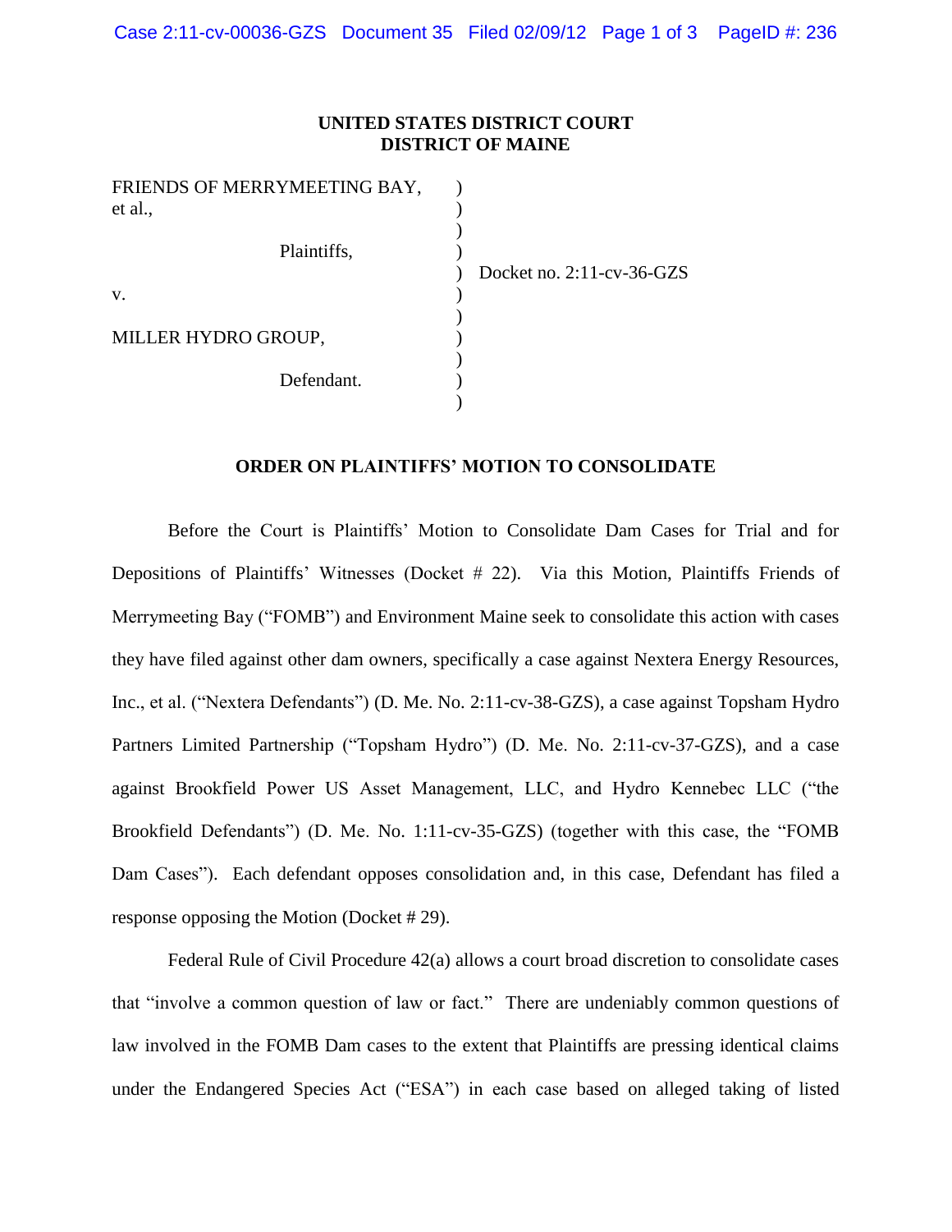**UNITED STATES DISTRICT COURT**
**DISTRICT OF MAINE**

FRIENDS OF MERRYMEETING BAY, et al.,

Plaintiffs,

v.

MILLER HYDRO GROUP,

Defendant.

Docket no. 2:11-cv-36-GZS

**ORDER ON PLAINTIFFS' MOTION TO CONSOLIDATE**

Before the Court is Plaintiffs' Motion to Consolidate Dam Cases for Trial and for Depositions of Plaintiffs' Witnesses (Docket # 22). Via this Motion, Plaintiffs Friends of Merrymeeting Bay ("FOMB") and Environment Maine seek to consolidate this action with cases they have filed against other dam owners, specifically a case against Nextera Energy Resources, Inc., et al. ("Nextera Defendants") (D. Me. No. 2:11-cv-38-GZS), a case against Topsham Hydro Partners Limited Partnership ("Topsham Hydro") (D. Me. No. 2:11-cv-37-GZS), and a case against Brookfield Power US Asset Management, LLC, and Hydro Kennebec LLC ("the Brookfield Defendants") (D. Me. No. 1:11-cv-35-GZS) (together with this case, the "FOMB Dam Cases"). Each defendant opposes consolidation and, in this case, Defendant has filed a response opposing the Motion (Docket # 29).

Federal Rule of Civil Procedure 42(a) allows a court broad discretion to consolidate cases that "involve a common question of law or fact." There are undeniably common questions of law involved in the FOMB Dam cases to the extent that Plaintiffs are pressing identical claims under the Endangered Species Act ("ESA") in each case based on alleged taking of listed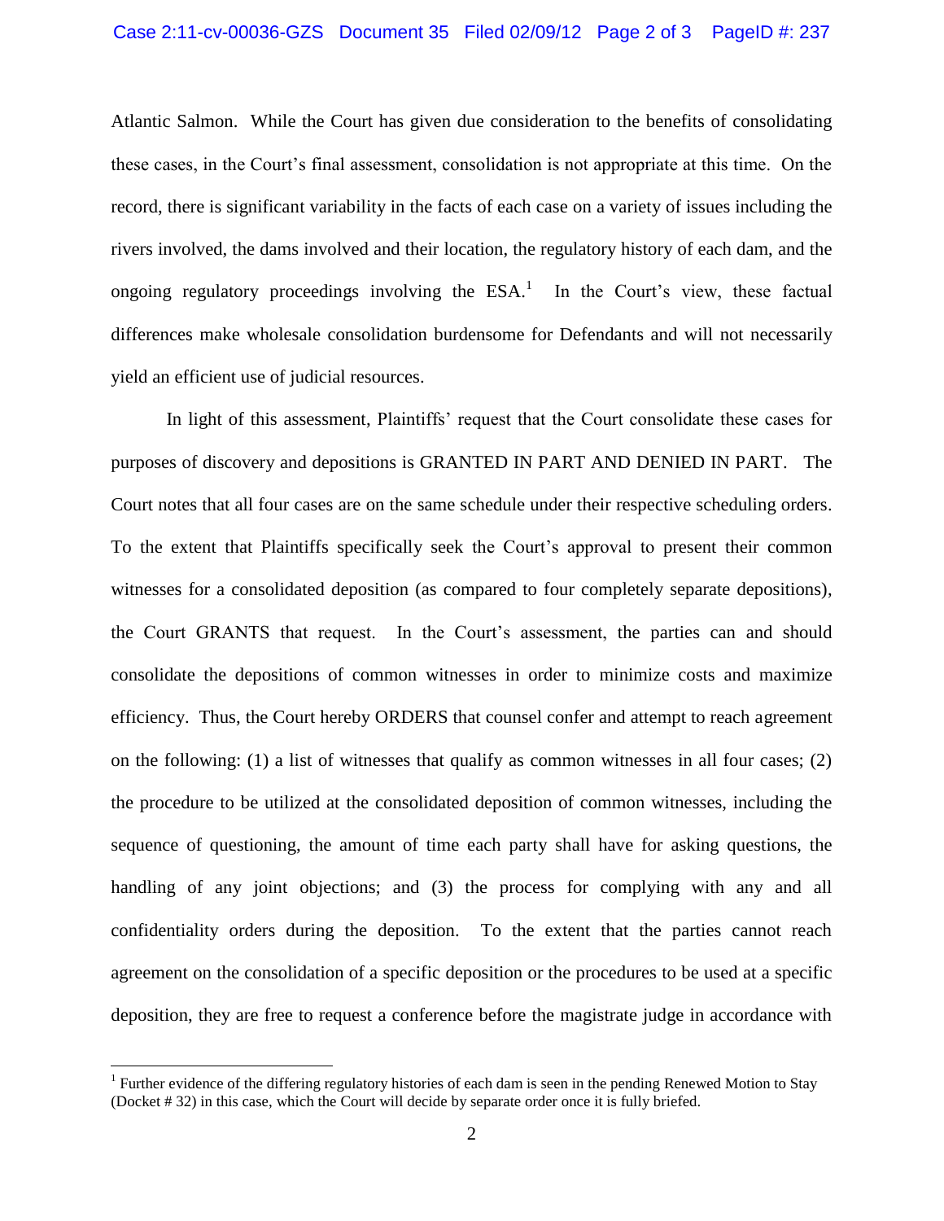Atlantic Salmon. While the Court has given due consideration to the benefits of consolidating these cases, in the Court's final assessment, consolidation is not appropriate at this time. On the record, there is significant variability in the facts of each case on a variety of issues including the rivers involved, the dams involved and their location, the regulatory history of each dam, and the ongoing regulatory proceedings involving the ESA.[1] In the Court's view, these factual differences make wholesale consolidation burdensome for Defendants and will not necessarily yield an efficient use of judicial resources.

In light of this assessment, Plaintiffs' request that the Court consolidate these cases for purposes of discovery and depositions is GRANTED IN PART AND DENIED IN PART. The Court notes that all four cases are on the same schedule under their respective scheduling orders. To the extent that Plaintiffs specifically seek the Court's approval to present their common witnesses for a consolidated deposition (as compared to four completely separate depositions), the Court GRANTS that request. In the Court's assessment, the parties can and should consolidate the depositions of common witnesses in order to minimize costs and maximize efficiency. Thus, the Court hereby ORDERS that counsel confer and attempt to reach agreement on the following: (1) a list of witnesses that qualify as common witnesses in all four cases; (2) the procedure to be utilized at the consolidated deposition of common witnesses, including the sequence of questioning, the amount of time each party shall have for asking questions, the handling of any joint objections; and (3) the process for complying with any and all confidentiality orders during the deposition. To the extent that the parties cannot reach agreement on the consolidation of a specific deposition or the procedures to be used at a specific deposition, they are free to request a conference before the magistrate judge in accordance with

[1] Further evidence of the differing regulatory histories of each dam is seen in the pending Renewed Motion to Stay (Docket # 32) in this case, which the Court will decide by separate order once it is fully briefed.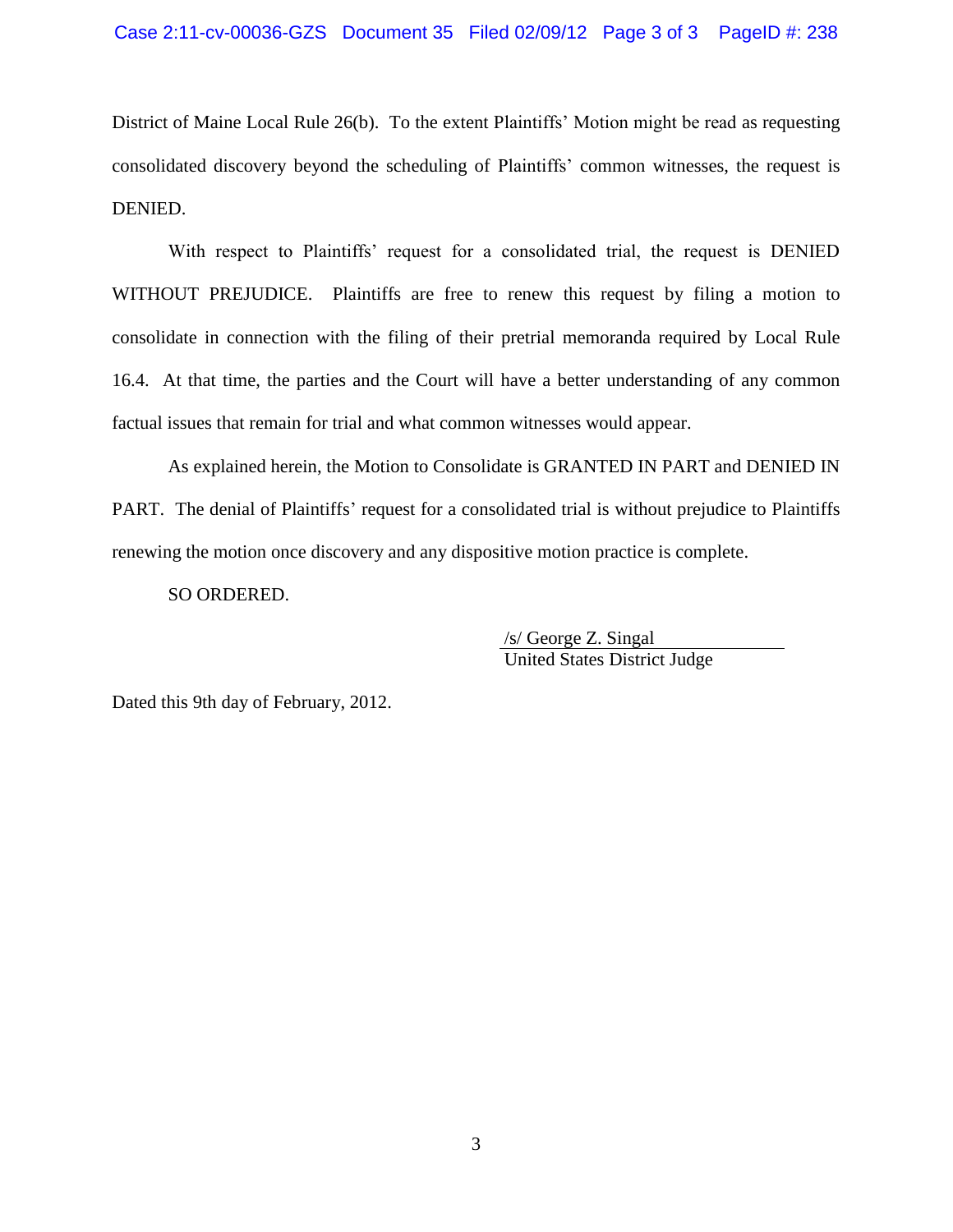District of Maine Local Rule 26(b). To the extent Plaintiffs' Motion might be read as requesting consolidated discovery beyond the scheduling of Plaintiffs' common witnesses, the request is DENIED.

With respect to Plaintiffs' request for a consolidated trial, the request is DENIED WITHOUT PREJUDICE. Plaintiffs are free to renew this request by filing a motion to consolidate in connection with the filing of their pretrial memoranda required by Local Rule 16.4. At that time, the parties and the Court will have a better understanding of any common factual issues that remain for trial and what common witnesses would appear.

As explained herein, the Motion to Consolidate is GRANTED IN PART and DENIED IN PART. The denial of Plaintiffs' request for a consolidated trial is without prejudice to Plaintiffs renewing the motion once discovery and any dispositive motion practice is complete.

SO ORDERED.

/s/ George Z. Singal
United States District Judge

Dated this 9th day of February, 2012.